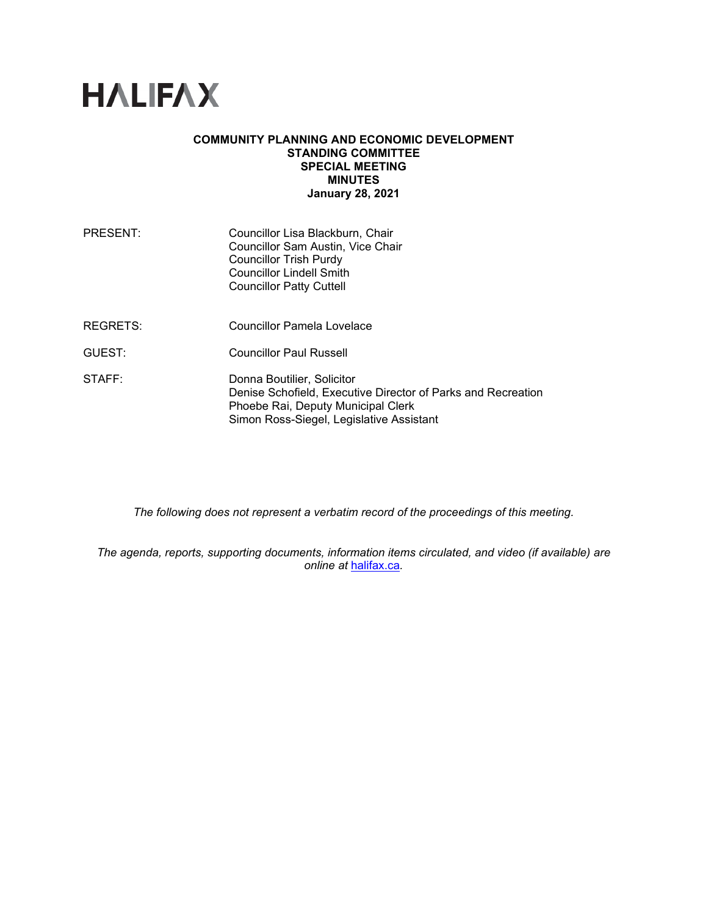HALIFAX

**COMMUNITY PLANNING AND ECONOMIC DEVELOPMENT STANDING COMMITTEE SPECIAL MEETING MINUTES January 28, 2021**

| | |
|---|---|
| PRESENT: | Councillor Lisa Blackburn, Chair<br>Councillor Sam Austin, Vice Chair<br>Councillor Trish Purdy<br>Councillor Lindell Smith<br>Councillor Patty Cuttell |
| REGRETS: | Councillor Pamela Lovelace |
| GUEST: | Councillor Paul Russell |
| STAFF: | Donna Boutilier, Solicitor<br>Denise Schofield, Executive Director of Parks and Recreation<br>Phoebe Rai, Deputy Municipal Clerk<br>Simon Ross-Siegel, Legislative Assistant |

*The following does not represent a verbatim record of the proceedings of this meeting.*

*The agenda, reports, supporting documents, information items circulated, and video (if available) are online at [halifax.ca](halifax.ca).*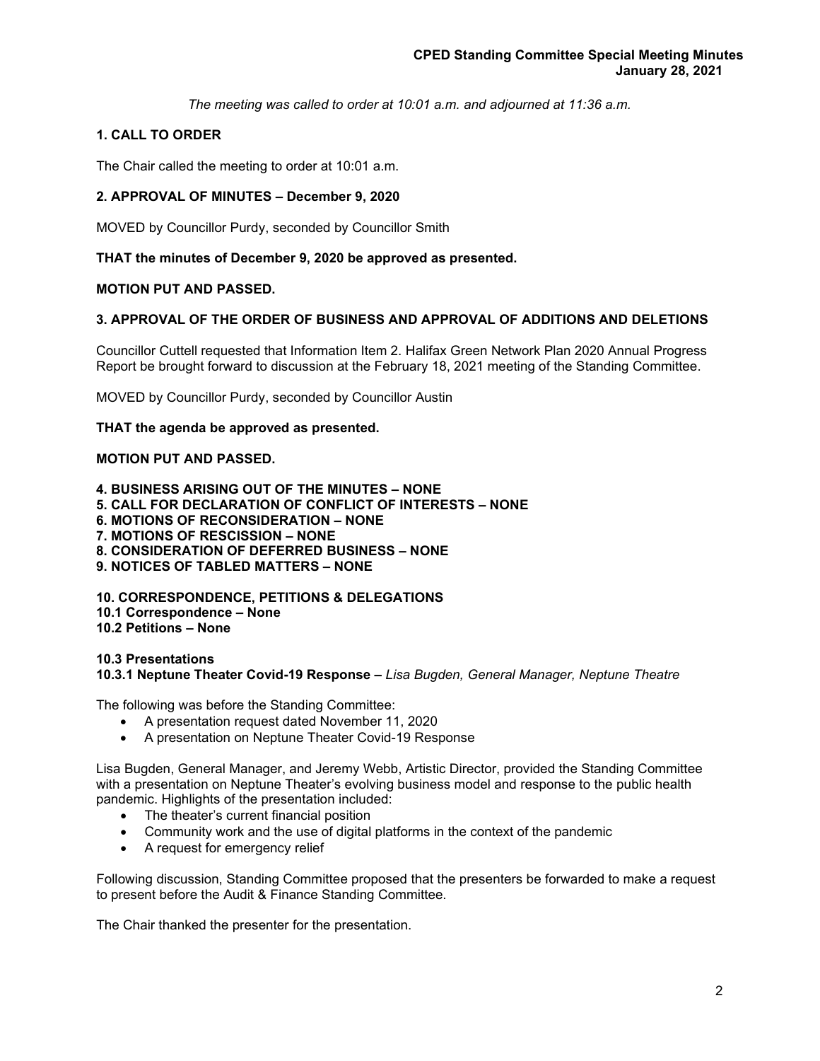*The meeting was called to order at 10:01 a.m. and adjourned at 11:36 a.m.*

## 1. CALL TO ORDER

The Chair called the meeting to order at 10:01 a.m.

## 2. APPROVAL OF MINUTES – December 9, 2020

MOVED by Councillor Purdy, seconded by Councillor Smith

**THAT the minutes of December 9, 2020 be approved as presented.**

**MOTION PUT AND PASSED.**

## 3. APPROVAL OF THE ORDER OF BUSINESS AND APPROVAL OF ADDITIONS AND DELETIONS

Councillor Cuttell requested that Information Item 2. Halifax Green Network Plan 2020 Annual Progress Report be brought forward to discussion at the February 18, 2021 meeting of the Standing Committee.

MOVED by Councillor Purdy, seconded by Councillor Austin

**THAT the agenda be approved as presented.**

**MOTION PUT AND PASSED.**

## 4. BUSINESS ARISING OUT OF THE MINUTES – NONE
## 5. CALL FOR DECLARATION OF CONFLICT OF INTERESTS – NONE
## 6. MOTIONS OF RECONSIDERATION – NONE
## 7. MOTIONS OF RESCISSION – NONE
## 8. CONSIDERATION OF DEFERRED BUSINESS – NONE
## 9. NOTICES OF TABLED MATTERS – NONE

## 10. CORRESPONDENCE, PETITIONS & DELEGATIONS
### 10.1 Correspondence – None
### 10.2 Petitions – None

### 10.3 Presentations
#### 10.3.1 Neptune Theater Covid-19 Response – *Lisa Bugden, General Manager, Neptune Theatre*

The following was before the Standing Committee:

- A presentation request dated November 11, 2020
- A presentation on Neptune Theater Covid-19 Response

Lisa Bugden, General Manager, and Jeremy Webb, Artistic Director, provided the Standing Committee with a presentation on Neptune Theater's evolving business model and response to the public health pandemic. Highlights of the presentation included:

- The theater's current financial position
- Community work and the use of digital platforms in the context of the pandemic
- A request for emergency relief

Following discussion, Standing Committee proposed that the presenters be forwarded to make a request to present before the Audit & Finance Standing Committee.

The Chair thanked the presenter for the presentation.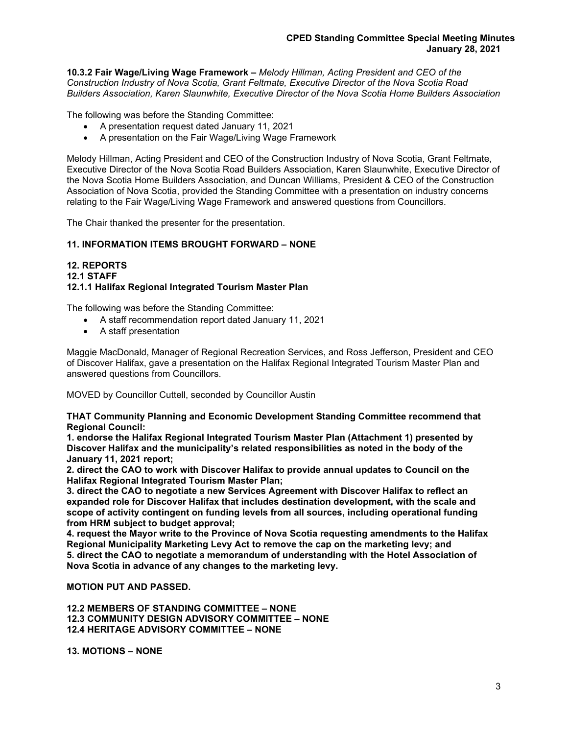**10.3.2 Fair Wage/Living Wage Framework –** *Melody Hillman, Acting President and CEO of the Construction Industry of Nova Scotia, Grant Feltmate, Executive Director of the Nova Scotia Road Builders Association, Karen Slaunwhite, Executive Director of the Nova Scotia Home Builders Association*

The following was before the Standing Committee:

- A presentation request dated January 11, 2021
- A presentation on the Fair Wage/Living Wage Framework

Melody Hillman, Acting President and CEO of the Construction Industry of Nova Scotia, Grant Feltmate, Executive Director of the Nova Scotia Road Builders Association, Karen Slaunwhite, Executive Director of the Nova Scotia Home Builders Association, and Duncan Williams, President & CEO of the Construction Association of Nova Scotia, provided the Standing Committee with a presentation on industry concerns relating to the Fair Wage/Living Wage Framework and answered questions from Councillors.

The Chair thanked the presenter for the presentation.

**11. INFORMATION ITEMS BROUGHT FORWARD – NONE**

**12. REPORTS**
**12.1 STAFF**
**12.1.1 Halifax Regional Integrated Tourism Master Plan**

The following was before the Standing Committee:

- A staff recommendation report dated January 11, 2021
- A staff presentation

Maggie MacDonald, Manager of Regional Recreation Services, and Ross Jefferson, President and CEO of Discover Halifax, gave a presentation on the Halifax Regional Integrated Tourism Master Plan and answered questions from Councillors.

MOVED by Councillor Cuttell, seconded by Councillor Austin

**THAT Community Planning and Economic Development Standing Committee recommend that Regional Council:**
**1. endorse the Halifax Regional Integrated Tourism Master Plan (Attachment 1) presented by Discover Halifax and the municipality's related responsibilities as noted in the body of the January 11, 2021 report;**
**2. direct the CAO to work with Discover Halifax to provide annual updates to Council on the Halifax Regional Integrated Tourism Master Plan;**
**3. direct the CAO to negotiate a new Services Agreement with Discover Halifax to reflect an expanded role for Discover Halifax that includes destination development, with the scale and scope of activity contingent on funding levels from all sources, including operational funding from HRM subject to budget approval;**
**4. request the Mayor write to the Province of Nova Scotia requesting amendments to the Halifax Regional Municipality Marketing Levy Act to remove the cap on the marketing levy; and**
**5. direct the CAO to negotiate a memorandum of understanding with the Hotel Association of Nova Scotia in advance of any changes to the marketing levy.**

**MOTION PUT AND PASSED.**

**12.2 MEMBERS OF STANDING COMMITTEE – NONE**
**12.3 COMMUNITY DESIGN ADVISORY COMMITTEE – NONE**
**12.4 HERITAGE ADVISORY COMMITTEE – NONE**

**13. MOTIONS – NONE**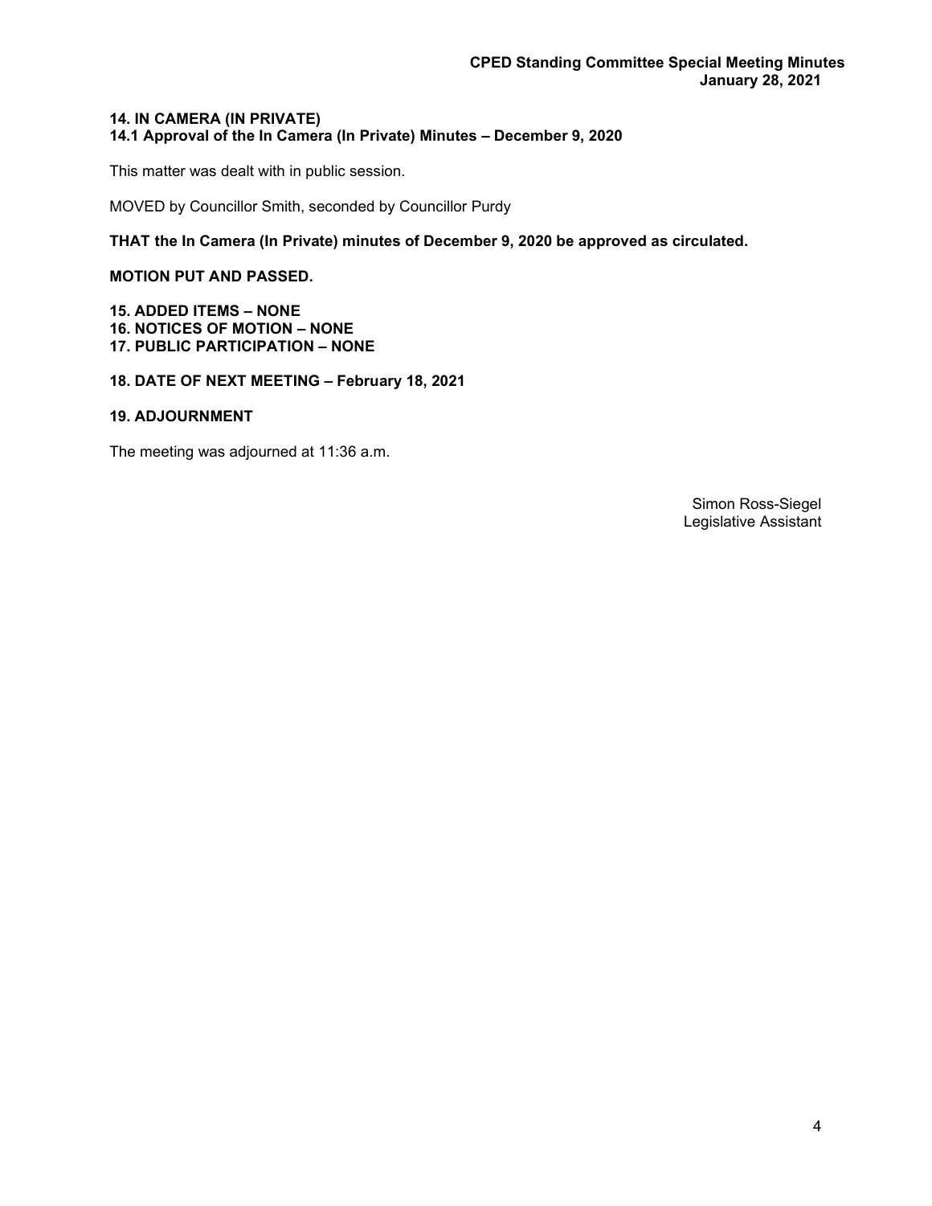## 14. IN CAMERA (IN PRIVATE)
### 14.1 Approval of the In Camera (In Private) Minutes – December 9, 2020

This matter was dealt with in public session.

MOVED by Councillor Smith, seconded by Councillor Purdy

**THAT the In Camera (In Private) minutes of December 9, 2020 be approved as circulated.**

**MOTION PUT AND PASSED.**

## 15. ADDED ITEMS – NONE
## 16. NOTICES OF MOTION – NONE
## 17. PUBLIC PARTICIPATION – NONE

## 18. DATE OF NEXT MEETING – February 18, 2021

## 19. ADJOURNMENT

The meeting was adjourned at 11:36 a.m.

Simon Ross-Siegel
Legislative Assistant